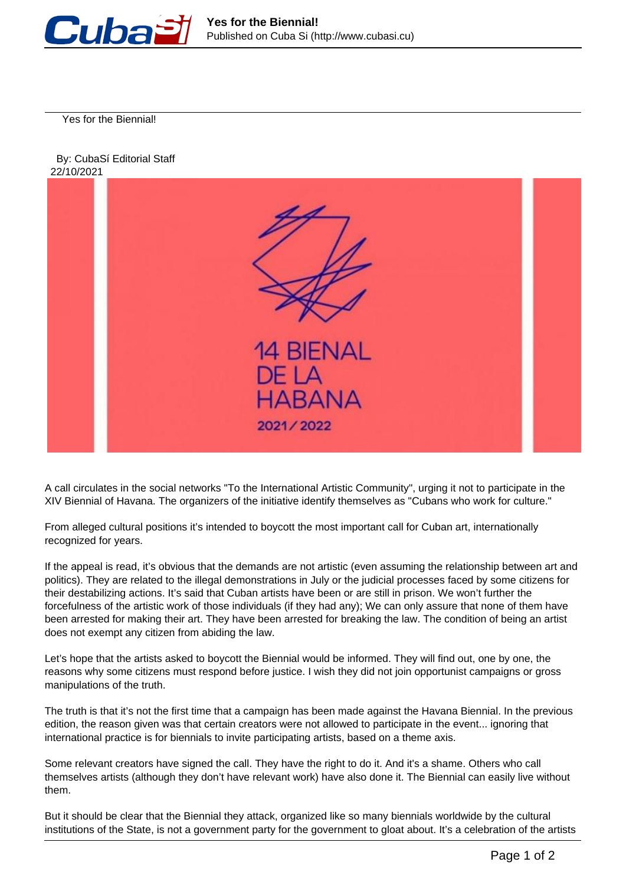# Yes for the Biennial!

By: CubaSí Editorial Staff
22/10/2021

A call circulates in the social networks "To the International Artistic Community", urging it not to participate in the XIV Biennial of Havana. The organizers of the initiative identify themselves as "Cubans who work for culture."

From alleged cultural positions it's intended to boycott the most important call for Cuban art, internationally recognized for years.

If the appeal is read, it's obvious that the demands are not artistic (even assuming the relationship between art and politics). They are related to the illegal demonstrations in July or the judicial processes faced by some citizens for their destabilizing actions. It's said that Cuban artists have been or are still in prison. We won't further the forcefulness of the artistic work of those individuals (if they had any); We can only assure that none of them have been arrested for making their art. They have been arrested for breaking the law. The condition of being an artist does not exempt any citizen from abiding the law.

Let's hope that the artists asked to boycott the Biennial would be informed. They will find out, one by one, the reasons why some citizens must respond before justice. I wish they did not join opportunist campaigns or gross manipulations of the truth.

The truth is that it's not the first time that a campaign has been made against the Havana Biennial. In the previous edition, the reason given was that certain creators were not allowed to participate in the event... ignoring that international practice is for biennials to invite participating artists, based on a theme axis.

Some relevant creators have signed the call. They have the right to do it. And it's a shame. Others who call themselves artists (although they don't have relevant work) have also done it. The Biennial can easily live without them.

But it should be clear that the Biennial they attack, organized like so many biennials worldwide by the cultural institutions of the State, is not a government party for the government to gloat about. It's a celebration of the artists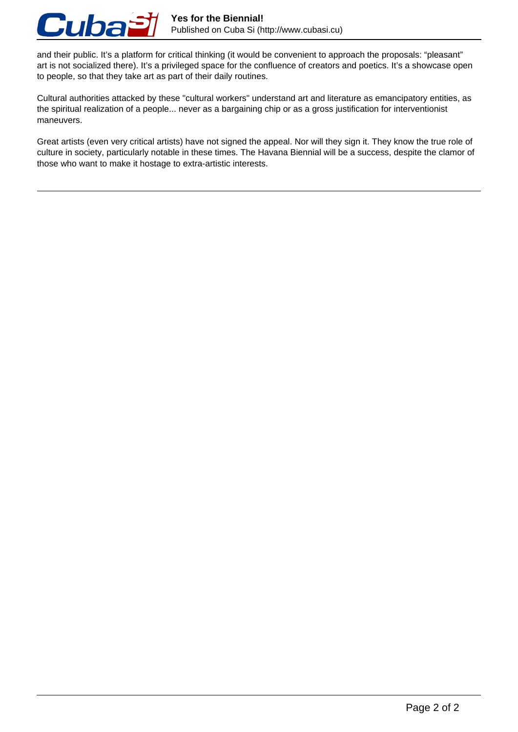and their public. It's a platform for critical thinking (it would be convenient to approach the proposals: "pleasant" art is not socialized there). It's a privileged space for the confluence of creators and poetics. It's a showcase open to people, so that they take art as part of their daily routines.

Cultural authorities attacked by these "cultural workers" understand art and literature as emancipatory entities, as the spiritual realization of a people... never as a bargaining chip or as a gross justification for interventionist maneuvers.

Great artists (even very critical artists) have not signed the appeal. Nor will they sign it. They know the true role of culture in society, particularly notable in these times. The Havana Biennial will be a success, despite the clamor of those who want to make it hostage to extra-artistic interests.